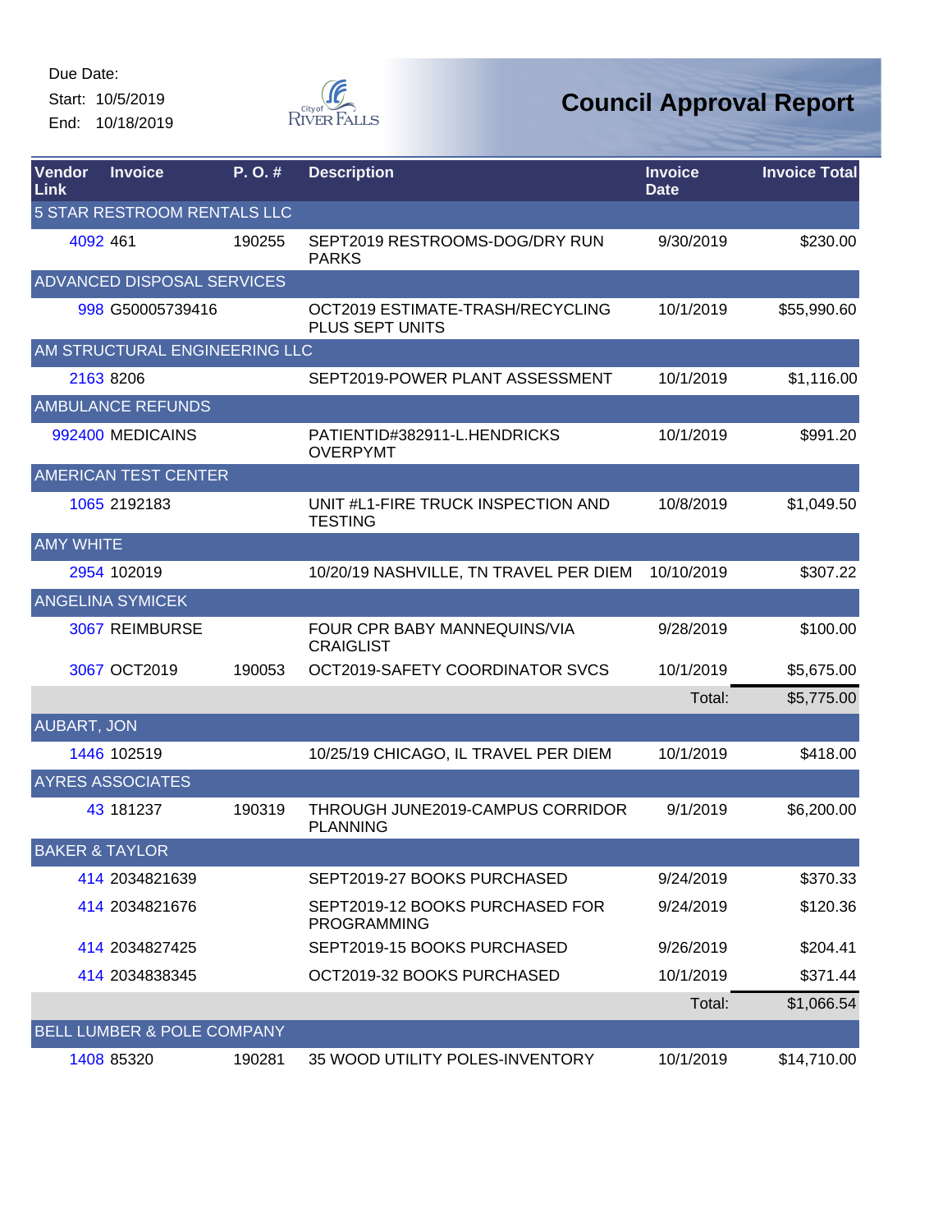Due Date:

Start: 10/5/2019

End: 10/18/2019

# Council Approval Report

| Vendor Link | Invoice | P. O. # | Description | Invoice Date | Invoice Total |
|---|---|---|---|---|---|
| 5 STAR RESTROOM RENTALS LLC | | | | | |
| 4092 | 461 | 190255 | SEPT2019 RESTROOMS-DOG/DRY RUN PARKS | 9/30/2019 | $230.00 |
| ADVANCED DISPOSAL SERVICES | | | | | |
| 998 | G50005739416 | | OCT2019 ESTIMATE-TRASH/RECYCLING PLUS SEPT UNITS | 10/1/2019 | $55,990.60 |
| AM STRUCTURAL ENGINEERING LLC | | | | | |
| 2163 | 8206 | | SEPT2019-POWER PLANT ASSESSMENT | 10/1/2019 | $1,116.00 |
| AMBULANCE REFUNDS | | | | | |
| 992400 | MEDICAINS | | PATIENTID#382911-L.HENDRICKS OVERPYMT | 10/1/2019 | $991.20 |
| AMERICAN TEST CENTER | | | | | |
| 1065 | 2182183 | | UNIT #L1-FIRE TRUCK INSPECTION AND TESTING | 10/8/2019 | $1,049.50 |
| AMY WHITE | | | | | |
| 2954 | 102019 | | 10/20/19 NASHVILLE, TN TRAVEL PER DIEM | 10/10/2019 | $307.22 |
| ANGELINA SYMICEK | | | | | |
| 3067 | REIMBURSE | | FOUR CPR BABY MANNEQUINS/VIA CRAIGLIST | 9/28/2019 | $100.00 |
| 3067 | OCT2019 | 190053 | OCT2019-SAFETY COORDINATOR SVCS | 10/1/2019 | $5,675.00 |
| | | | | Total: | $5,775.00 |
| AUBART, JON | | | | | |
| 1446 | 102519 | | 10/25/19 CHICAGO, IL TRAVEL PER DIEM | 10/1/2019 | $418.00 |
| AYRES ASSOCIATES | | | | | |
| 43 | 181237 | 190319 | THROUGH JUNE2019-CAMPUS CORRIDOR PLANNING | 9/1/2019 | $6,200.00 |
| BAKER & TAYLOR | | | | | |
| 414 | 2034821639 | | SEPT2019-27 BOOKS PURCHASED | 9/24/2019 | $370.33 |
| 414 | 2034821676 | | SEPT2019-12 BOOKS PURCHASED FOR PROGRAMMING | 9/24/2019 | $120.36 |
| 414 | 2034827425 | | SEPT2019-15 BOOKS PURCHASED | 9/26/2019 | $204.41 |
| 414 | 2034838345 | | OCT2019-32 BOOKS PURCHASED | 10/1/2019 | $371.44 |
| | | | | Total: | $1,066.54 |
| BELL LUMBER & POLE COMPANY | | | | | |
| 1408 | 85320 | 190281 | 35 WOOD UTILITY POLES-INVENTORY | 10/1/2019 | $14,710.00 |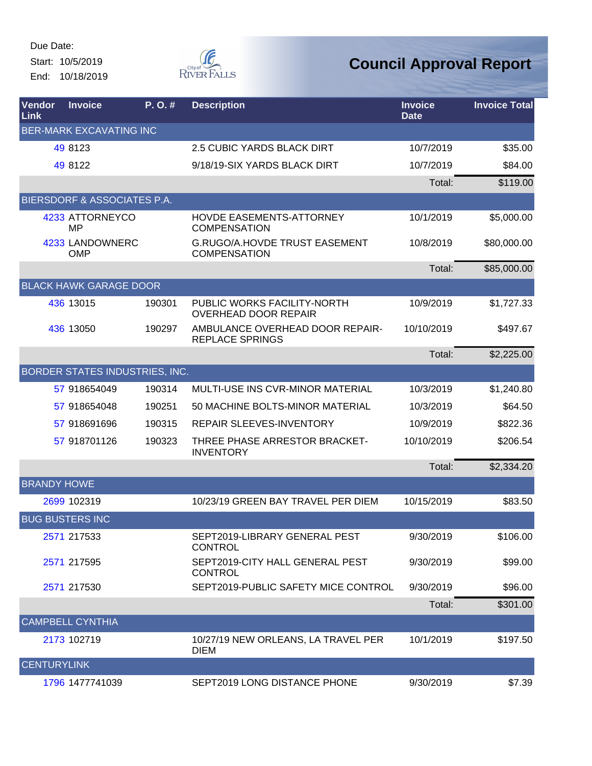Due Date:

Start: 10/5/2019

End: 10/18/2019

# Council Approval Report

| Vendor Link | Invoice | P. O. # | Description | Invoice Date | Invoice Total |
|---|---|---|---|---|---|
| BER-MARK EXCAVATING INC | | | | | |
| 49 | 8123 | | 2.5 CUBIC YARDS BLACK DIRT | 10/7/2019 | $35.00 |
| 49 | 8122 | | 9/18/19-SIX YARDS BLACK DIRT | 10/7/2019 | $84.00 |
| | | | | Total: | $119.00 |
| BIERSDORF & ASSOCIATES P.A. | | | | | |
| 4233 | ATTORNEYCOMP | | HOVDE EASEMENTS-ATTORNEY COMPENSATION | 10/1/2019 | $5,000.00 |
| 4233 | LANDOWNERCOMP | | G.RUGO/A.HOVDE TRUST EASEMENT COMPENSATION | 10/8/2019 | $80,000.00 |
| | | | | Total: | $85,000.00 |
| BLACK HAWK GARAGE DOOR | | | | | |
| 436 | 13015 | 190301 | PUBLIC WORKS FACILITY-NORTH OVERHEAD DOOR REPAIR | 10/9/2019 | $1,727.33 |
| 436 | 13050 | 190297 | AMBULANCE OVERHEAD DOOR REPAIR-REPLACE SPRINGS | 10/10/2019 | $497.67 |
| | | | | Total: | $2,225.00 |
| BORDER STATES INDUSTRIES, INC. | | | | | |
| 57 | 918654049 | 190314 | MULTI-USE INS CVR-MINOR MATERIAL | 10/3/2019 | $1,240.80 |
| 57 | 918654048 | 190251 | 50 MACHINE BOLTS-MINOR MATERIAL | 10/3/2019 | $64.50 |
| 57 | 918691696 | 190315 | REPAIR SLEEVES-INVENTORY | 10/9/2019 | $822.36 |
| 57 | 918701126 | 190323 | THREE PHASE ARRESTOR BRACKET-INVENTORY | 10/10/2019 | $206.54 |
| | | | | Total: | $2,334.20 |
| BRANDY HOWE | | | | | |
| 2699 | 102319 | | 10/23/19 GREEN BAY TRAVEL PER DIEM | 10/15/2019 | $83.50 |
| BUG BUSTERS INC | | | | | |
| 2571 | 217533 | | SEPT2019-LIBRARY GENERAL PEST CONTROL | 9/30/2019 | $106.00 |
| 2571 | 217595 | | SEPT2019-CITY HALL GENERAL PEST CONTROL | 9/30/2019 | $99.00 |
| 2571 | 217530 | | SEPT2019-PUBLIC SAFETY MICE CONTROL | 9/30/2019 | $96.00 |
| | | | | Total: | $301.00 |
| CAMPBELL CYNTHIA | | | | | |
| 2173 | 102719 | | 10/27/19 NEW ORLEANS, LA TRAVEL PER DIEM | 10/1/2019 | $197.50 |
| CENTURYLINK | | | | | |
| 1796 | 1477741039 | | SEPT2019 LONG DISTANCE PHONE | 9/30/2019 | $7.39 |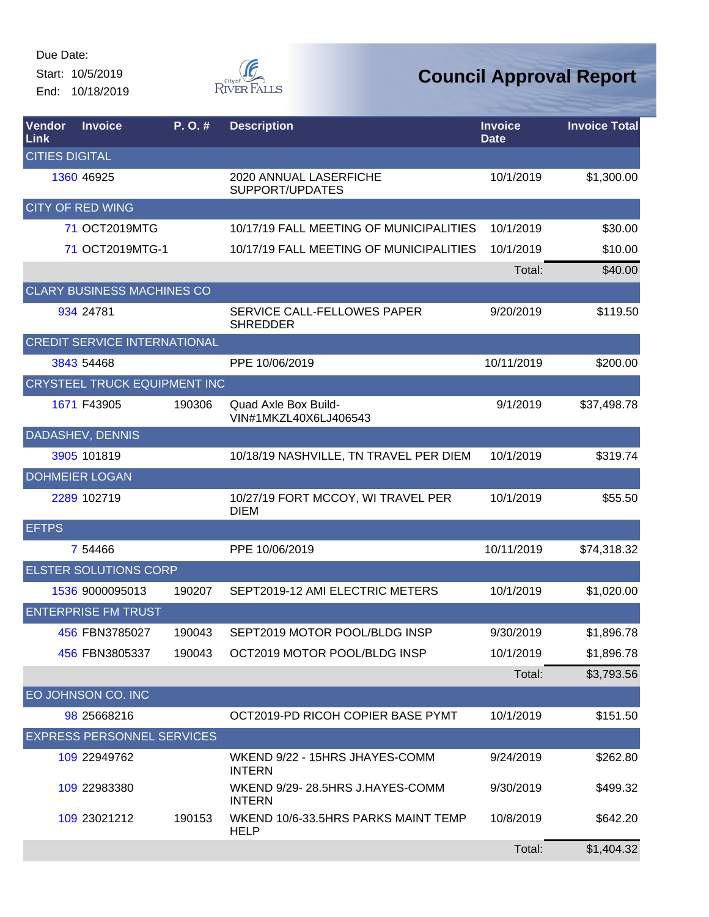Due Date:
Start: 10/5/2019
End: 10/18/2019

# Council Approval Report

| Vendor Link | Invoice | P. O. # | Description | Invoice Date | Invoice Total |
|---|---|---|---|---|---|
| CITIES DIGITAL | | | | | |
| 1360 | 46925 | | 2020 ANNUAL LASERFICHE SUPPORT/UPDATES | 10/1/2019 | $1,300.00 |
| CITY OF RED WING | | | | | |
| 71 | OCT2019MTG | | 10/17/19 FALL MEETING OF MUNICIPALITIES | 10/1/2019 | $30.00 |
| 71 | OCT2019MTG-1 | | 10/17/19 FALL MEETING OF MUNICIPALITIES | 10/1/2019 | $10.00 |
| | | | | Total: | $40.00 |
| CLARY BUSINESS MACHINES CO | | | | | |
| 934 | 24781 | | SERVICE CALL-FELLOWES PAPER SHREDDER | 9/20/2019 | $119.50 |
| CREDIT SERVICE INTERNATIONAL | | | | | |
| 3843 | 54468 | | PPE 10/06/2019 | 10/11/2019 | $200.00 |
| CRYSTEEL TRUCK EQUIPMENT INC | | | | | |
| 1671 | F43905 | 190306 | Quad Axle Box Build-VIN#1MKZL40X6LJ406543 | 9/1/2019 | $37,498.78 |
| DADASHEV, DENNIS | | | | | |
| 3905 | 101819 | | 10/18/19 NASHVILLE, TN TRAVEL PER DIEM | 10/1/2019 | $319.74 |
| DOHMEIER LOGAN | | | | | |
| 2289 | 102719 | | 10/27/19 FORT MCCOY, WI TRAVEL PER DIEM | 10/1/2019 | $55.50 |
| EFTPS | | | | | |
| 7 | 54466 | | PPE 10/06/2019 | 10/11/2019 | $74,318.32 |
| ELSTER SOLUTIONS CORP | | | | | |
| 1536 | 9000095013 | 190207 | SEPT2019-12 AMI ELECTRIC METERS | 10/1/2019 | $1,020.00 |
| ENTERPRISE FM TRUST | | | | | |
| 456 | FBN3785027 | 190043 | SEPT2019 MOTOR POOL/BLDG INSP | 9/30/2019 | $1,896.78 |
| 456 | FBN3805337 | 190043 | OCT2019 MOTOR POOL/BLDG INSP | 10/1/2019 | $1,896.78 |
| | | | | Total: | $3,793.56 |
| EO JOHNSON CO. INC | | | | | |
| 98 | 25668216 | | OCT2019-PD RICOH COPIER BASE PYMT | 10/1/2019 | $151.50 |
| EXPRESS PERSONNEL SERVICES | | | | | |
| 109 | 22949762 | | WKEND 9/22 - 15HRS JHAYES-COMM INTERN | 9/24/2019 | $262.80 |
| 109 | 22983380 | | WKEND 9/29- 28.5HRS J.HAYES-COMM INTERN | 9/30/2019 | $499.32 |
| 109 | 23021212 | 190153 | WKEND 10/6-33.5HRS PARKS MAINT TEMP HELP | 10/8/2019 | $642.20 |
| | | | | Total: | $1,404.32 |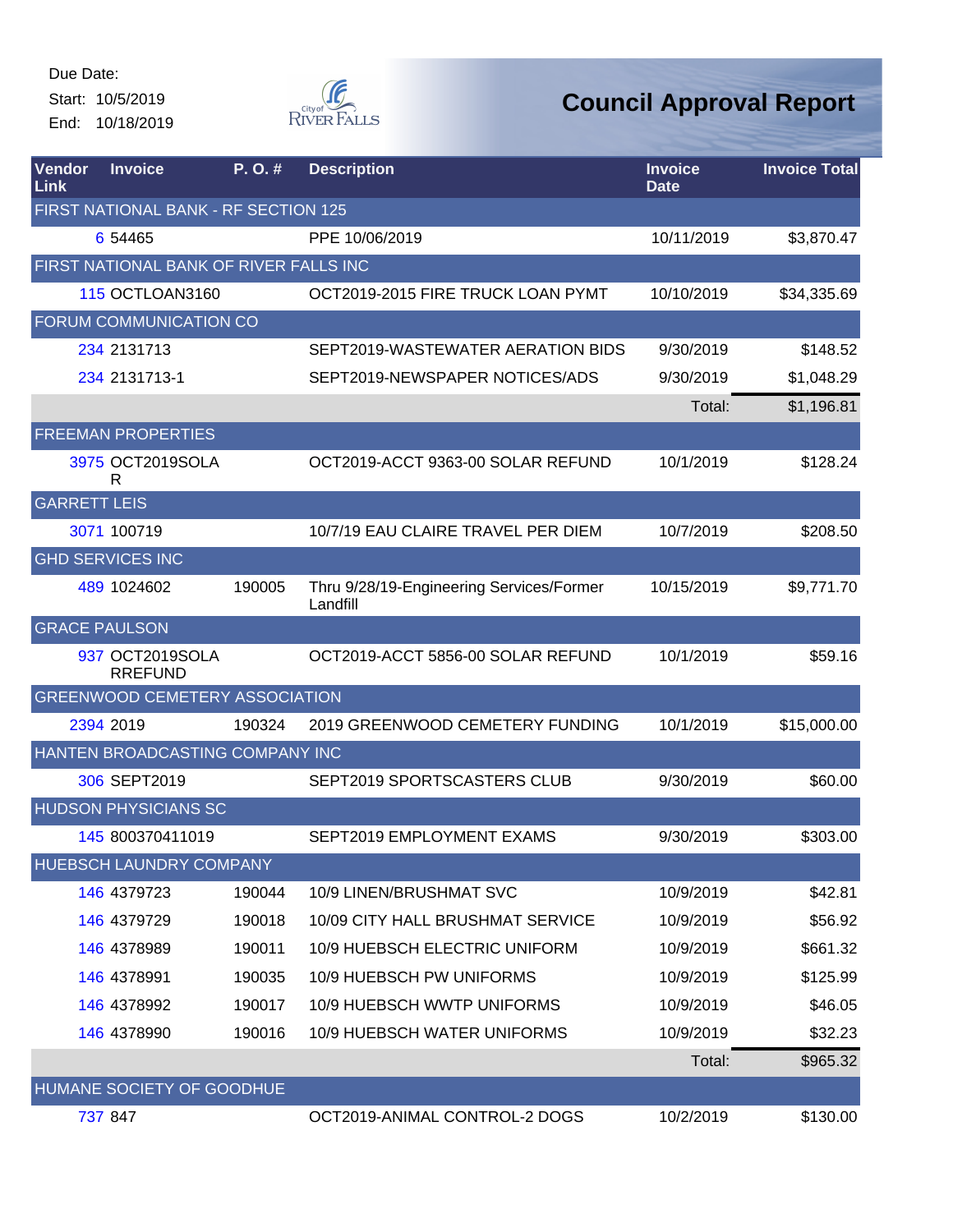Due Date:
Start: 10/5/2019
End: 10/18/2019

# Council Approval Report

| Vendor Link | Invoice | P. O. # | Description | Invoice Date | Invoice Total |
|---|---|---|---|---|---|
| FIRST NATIONAL BANK - RF SECTION 125 | | | | | |
| 6 | 54465 | | PPE 10/06/2019 | 10/11/2019 | $3,870.47 |
| FIRST NATIONAL BANK OF RIVER FALLS INC | | | | | |
| 115 | OCTLOAN3160 | | OCT2019-2015 FIRE TRUCK LOAN PYMT | 10/10/2019 | $34,335.69 |
| FORUM COMMUNICATION CO | | | | | |
| 234 | 2131713 | | SEPT2019-WASTEWATER AERATION BIDS | 9/30/2019 | $148.52 |
| 234 | 2131713-1 | | SEPT2019-NEWSPAPER NOTICES/ADS | 9/30/2019 | $1,048.29 |
| | | | | Total: | $1,196.81 |
| FREEMAN PROPERTIES | | | | | |
| 3975 | OCT2019SOLAR | | OCT2019-ACCT 9363-00 SOLAR REFUND | 10/1/2019 | $128.24 |
| GARRETT LEIS | | | | | |
| 3071 | 100719 | | 10/7/19 EAU CLAIRE TRAVEL PER DIEM | 10/7/2019 | $208.50 |
| GHD SERVICES INC | | | | | |
| 489 | 1024602 | 190005 | Thru 9/28/19-Engineering Services/Former Landfill | 10/15/2019 | $9,771.70 |
| GRACE PAULSON | | | | | |
| 937 | OCT2019SOLARREFUND | | OCT2019-ACCT 5856-00 SOLAR REFUND | 10/1/2019 | $59.16 |
| GREENWOOD CEMETERY ASSOCIATION | | | | | |
| 2394 | 2019 | 190324 | 2019 GREENWOOD CEMETERY FUNDING | 10/1/2019 | $15,000.00 |
| HANTEN BROADCASTING COMPANY INC | | | | | |
| 306 | SEPT2019 | | SEPT2019 SPORTSCASTERS CLUB | 9/30/2019 | $60.00 |
| HUDSON PHYSICIANS SC | | | | | |
| 145 | 800370411019 | | SEPT2019 EMPLOYMENT EXAMS | 9/30/2019 | $303.00 |
| HUEBSCH LAUNDRY COMPANY | | | | | |
| 146 | 4379723 | 190044 | 10/9 LINEN/BRUSHMAT SVC | 10/9/2019 | $42.81 |
| 146 | 4379729 | 190018 | 10/09 CITY HALL BRUSHMAT SERVICE | 10/9/2019 | $56.92 |
| 146 | 4378989 | 190011 | 10/9 HUEBSCH ELECTRIC UNIFORM | 10/9/2019 | $661.32 |
| 146 | 4378991 | 190035 | 10/9 HUEBSCH PW UNIFORMS | 10/9/2019 | $125.99 |
| 146 | 4378992 | 190017 | 10/9 HUEBSCH WWTP UNIFORMS | 10/9/2019 | $46.05 |
| 146 | 4378990 | 190016 | 10/9 HUEBSCH WATER UNIFORMS | 10/9/2019 | $32.23 |
| | | | | Total: | $965.32 |
| HUMANE SOCIETY OF GOODHUE | | | | | |
| 737 | 847 | | OCT2019-ANIMAL CONTROL-2 DOGS | 10/2/2019 | $130.00 |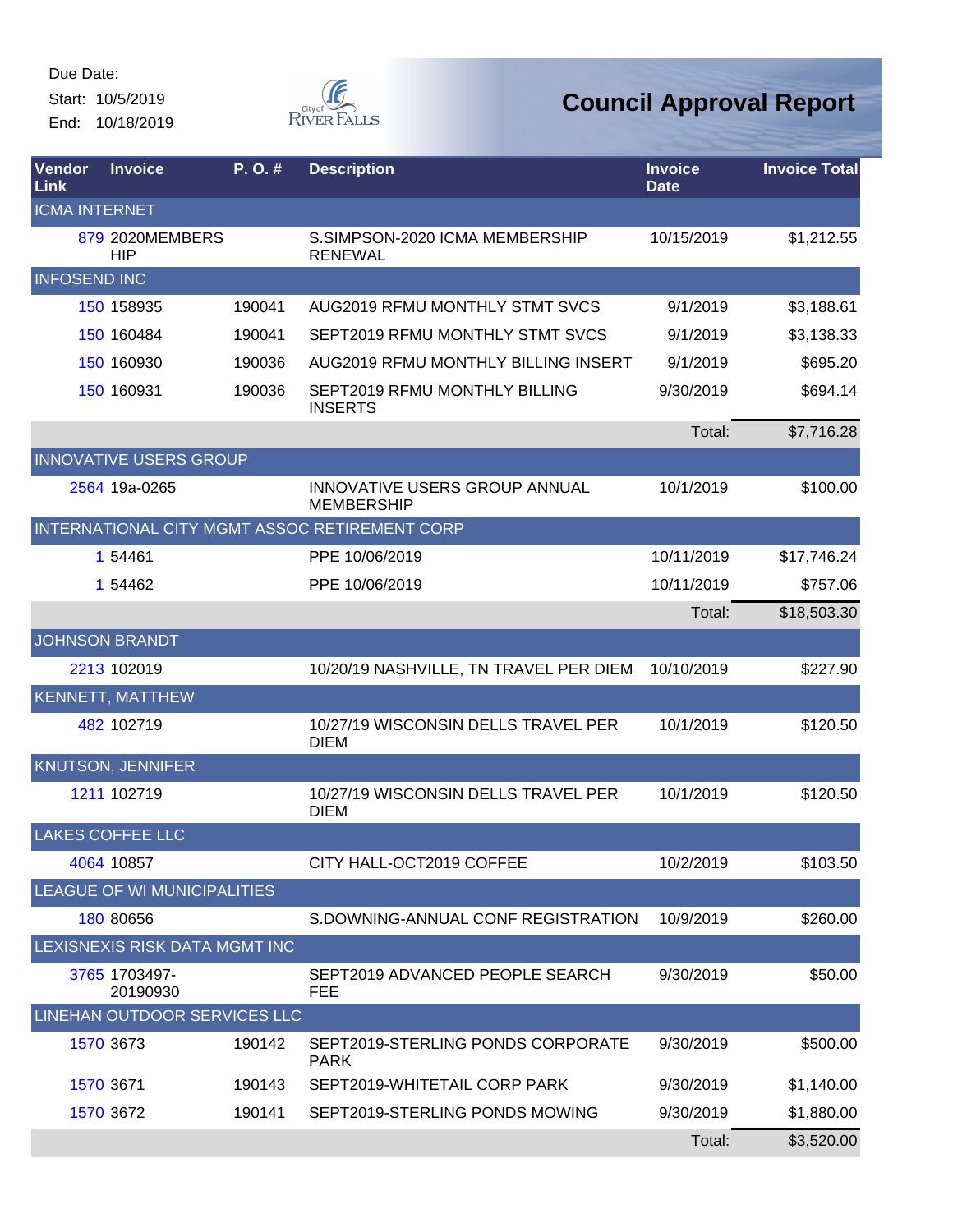Due Date:

Start: 10/5/2019

End: 10/18/2019

City of River Falls

# Council Approval Report

| Vendor Link | Invoice | P. O. # | Description | Invoice Date | Invoice Total |
|---|---|---|---|---|---|
| ICMA INTERNET | | | | | |
| 879 | 2020MEMBERSHIP | | S.SIMPSON-2020 ICMA MEMBERSHIP RENEWAL | 10/15/2019 | $1,212.55 |
| INFOSEND INC | | | | | |
| 150 | 158935 | 190041 | AUG2019 RFMU MONTHLY STMT SVCS | 9/1/2019 | $3,188.61 |
| 150 | 160484 | 190041 | SEPT2019 RFMU MONTHLY STMT SVCS | 9/1/2019 | $3,138.33 |
| 150 | 160930 | 190036 | AUG2019 RFMU MONTHLY BILLING INSERT | 9/1/2019 | $695.20 |
| 150 | 160931 | 190036 | SEPT2019 RFMU MONTHLY BILLING INSERTS | 9/30/2019 | $694.14 |
| | | | | Total: | $7,716.28 |
| INNOVATIVE USERS GROUP | | | | | |
| 2564 | 19a-0265 | | INNOVATIVE USERS GROUP ANNUAL MEMBERSHIP | 10/1/2019 | $100.00 |
| INTERNATIONAL CITY MGMT ASSOC RETIREMENT CORP | | | | | |
| 1 | 54461 | | PPE 10/06/2019 | 10/11/2019 | $17,746.24 |
| 1 | 54462 | | PPE 10/06/2019 | 10/11/2019 | $757.06 |
| | | | | Total: | $18,503.30 |
| JOHNSON BRANDT | | | | | |
| 2213 | 102019 | | 10/20/19 NASHVILLE, TN TRAVEL PER DIEM | 10/10/2019 | $227.90 |
| KENNETT, MATTHEW | | | | | |
| 482 | 102719 | | 10/27/19 WISCONSIN DELLS TRAVEL PER DIEM | 10/1/2019 | $120.50 |
| KNUTSON, JENNIFER | | | | | |
| 1211 | 102719 | | 10/27/19 WISCONSIN DELLS TRAVEL PER DIEM | 10/1/2019 | $120.50 |
| LAKES COFFEE LLC | | | | | |
| 4064 | 10857 | | CITY HALL-OCT2019 COFFEE | 10/2/2019 | $103.50 |
| LEAGUE OF WI MUNICIPALITIES | | | | | |
| 180 | 80656 | | S.DOWNING-ANNUAL CONF REGISTRATION | 10/9/2019 | $260.00 |
| LEXISNEXIS RISK DATA MGMT INC | | | | | |
| 3765 | 1703497-20190930 | | SEPT2019 ADVANCED PEOPLE SEARCH FEE | 9/30/2019 | $50.00 |
| LINEHAN OUTDOOR SERVICES LLC | | | | | |
| 1570 | 3673 | 190142 | SEPT2019-STERLING PONDS CORPORATE PARK | 9/30/2019 | $500.00 |
| 1570 | 3671 | 190143 | SEPT2019-WHITETAIL CORP PARK | 9/30/2019 | $1,140.00 |
| 1570 | 3672 | 190141 | SEPT2019-STERLING PONDS MOWING | 9/30/2019 | $1,880.00 |
| | | | | Total: | $3,520.00 |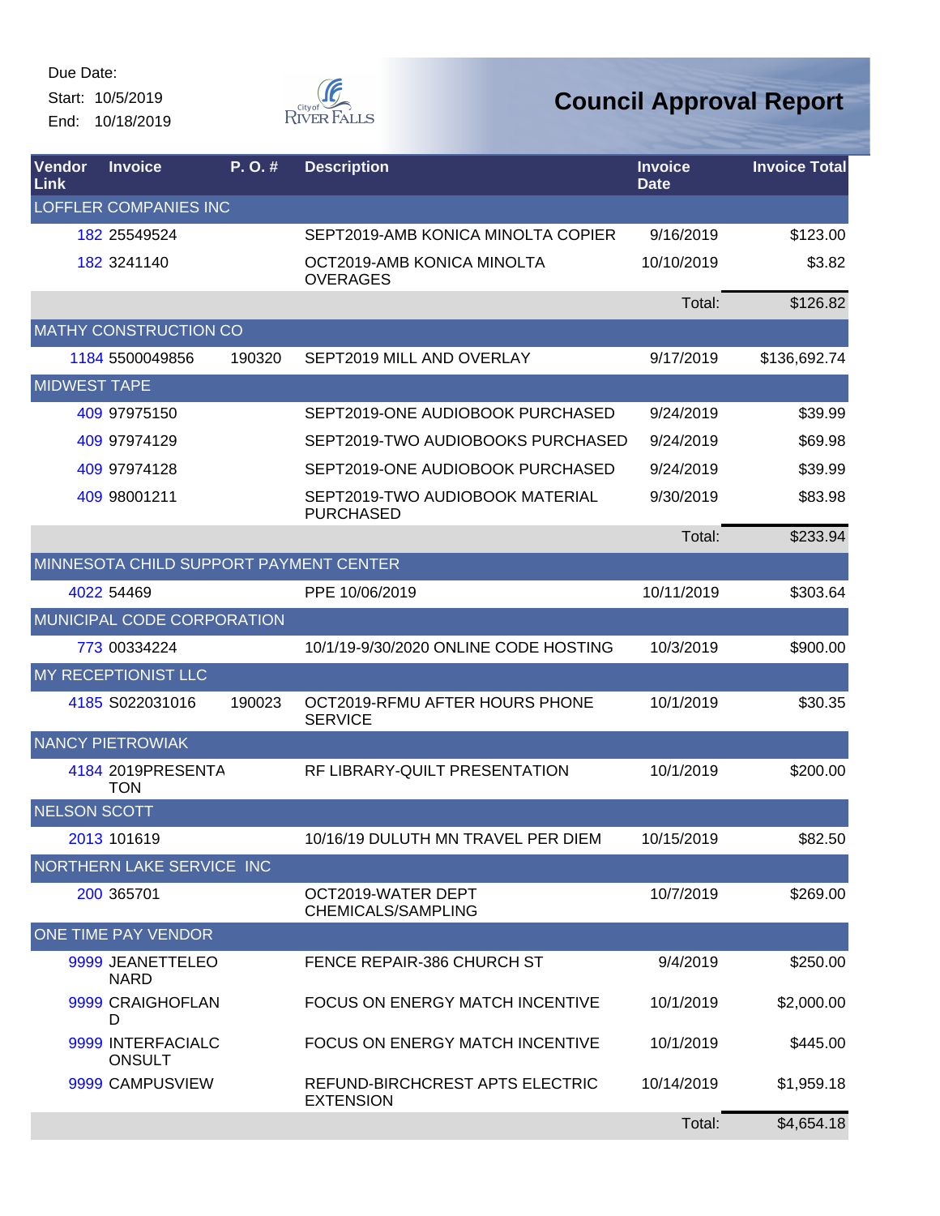Due Date:
Start: 10/5/2019
End: 10/18/2019

City of River Falls

# Council Approval Report

| Vendor Link | Invoice | P. O. # | Description | Invoice Date | Invoice Total |
|---|---|---|---|---|---|
| LOFFLER COMPANIES INC | | | | | |
| 182 | 25549524 | | SEPT2019-AMB KONICA MINOLTA COPIER | 9/16/2019 | $123.00 |
| 182 | 3241140 | | OCT2019-AMB KONICA MINOLTA OVERAGES | 10/10/2019 | $3.82 |
| | | | | Total: | $126.82 |
| MATHY CONSTRUCTION CO | | | | | |
| 1184 | 5500049856 | 190320 | SEPT2019 MILL AND OVERLAY | 9/17/2019 | $136,692.74 |
| MIDWEST TAPE | | | | | |
| 409 | 97975150 | | SEPT2019-ONE AUDIOBOOK PURCHASED | 9/24/2019 | $39.99 |
| 409 | 97974129 | | SEPT2019-TWO AUDIOBOOKS PURCHASED | 9/24/2019 | $69.98 |
| 409 | 97974128 | | SEPT2019-ONE AUDIOBOOK PURCHASED | 9/24/2019 | $39.99 |
| 409 | 98001211 | | SEPT2019-TWO AUDIOBOOK MATERIAL PURCHASED | 9/30/2019 | $83.98 |
| | | | | Total: | $233.94 |
| MINNESOTA CHILD SUPPORT PAYMENT CENTER | | | | | |
| 4022 | 54469 | | PPE 10/06/2019 | 10/11/2019 | $303.64 |
| MUNICIPAL CODE CORPORATION | | | | | |
| 773 | 00334224 | | 10/1/19-9/30/2020 ONLINE CODE HOSTING | 10/3/2019 | $900.00 |
| MY RECEPTIONIST LLC | | | | | |
| 4185 | S022031016 | 190023 | OCT2019-RFMU AFTER HOURS PHONE SERVICE | 10/1/2019 | $30.35 |
| NANCY PIETROWIAK | | | | | |
| 4184 | 2019PRESENTATON | | RF LIBRARY-QUILT PRESENTATION | 10/1/2019 | $200.00 |
| NELSON SCOTT | | | | | |
| 2013 | 101619 | | 10/16/19 DULUTH MN TRAVEL PER DIEM | 10/15/2019 | $82.50 |
| NORTHERN LAKE SERVICE INC | | | | | |
| 200 | 365701 | | OCT2019-WATER DEPT CHEMICALS/SAMPLING | 10/7/2019 | $269.00 |
| ONE TIME PAY VENDOR | | | | | |
| 9999 | JEANETTELEONARD | | FENCE REPAIR-386 CHURCH ST | 9/4/2019 | $250.00 |
| 9999 | CRAIGHOFLAND | | FOCUS ON ENERGY MATCH INCENTIVE | 10/1/2019 | $2,000.00 |
| 9999 | INTERFACIALCONSULT | | FOCUS ON ENERGY MATCH INCENTIVE | 10/1/2019 | $445.00 |
| 9999 | CAMPUSVIEW | | REFUND-BIRCHCREST APTS ELECTRIC EXTENSION | 10/14/2019 | $1,959.18 |
| | | | | Total: | $4,654.18 |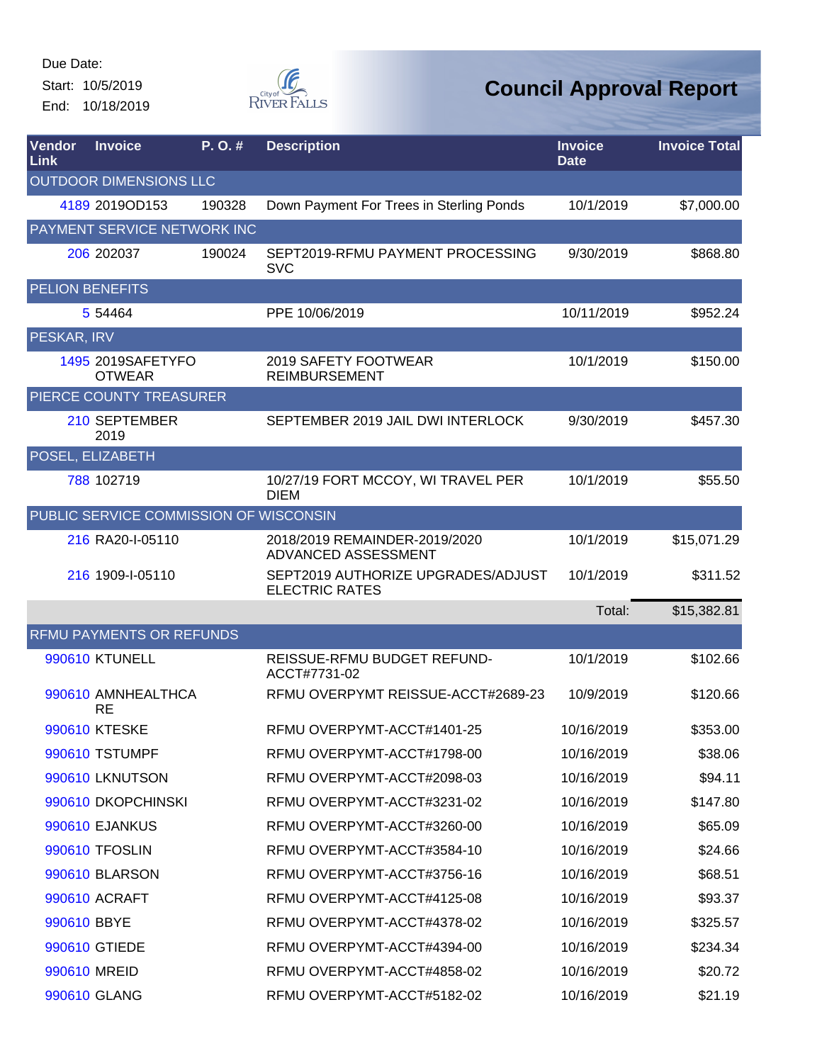Due Date:

Start: 10/5/2019

End: 10/18/2019

# Council Approval Report

| Vendor Link | Invoice | P. O. # | Description | Invoice Date | Invoice Total |
|---|---|---|---|---|---|
| OUTDOOR DIMENSIONS LLC | | | | | |
| 4189 | 2019OD153 | 190328 | Down Payment For Trees in Sterling Ponds | 10/1/2019 | $7,000.00 |
| PAYMENT SERVICE NETWORK INC | | | | | |
| 206 | 202037 | 190024 | SEPT2019-RFMU PAYMENT PROCESSING SVC | 9/30/2019 | $868.80 |
| PELION BENEFITS | | | | | |
| 5 | 54464 | | PPE 10/06/2019 | 10/11/2019 | $952.24 |
| PESKAR, IRV | | | | | |
| 1495 | 2019SAFETYFOOTWEAR | | 2019 SAFETY FOOTWEAR REIMBURSEMENT | 10/1/2019 | $150.00 |
| PIERCE COUNTY TREASURER | | | | | |
| 210 | SEPTEMBER 2019 | | SEPTEMBER 2019 JAIL DWI INTERLOCK | 9/30/2019 | $457.30 |
| POSEL, ELIZABETH | | | | | |
| 788 | 102719 | | 10/27/19 FORT MCCOY, WI TRAVEL PER DIEM | 10/1/2019 | $55.50 |
| PUBLIC SERVICE COMMISSION OF WISCONSIN | | | | | |
| 216 | RA20-I-05110 | | 2018/2019 REMAINDER-2019/2020 ADVANCED ASSESSMENT | 10/1/2019 | $15,071.29 |
| 216 | 1909-I-05110 | | SEPT2019 AUTHORIZE UPGRADES/ADJUST ELECTRIC RATES | 10/1/2019 | $311.52 |
| | | | | Total: | $15,382.81 |
| RFMU PAYMENTS OR REFUNDS | | | | | |
| 990610 | KTUNELL | | REISSUE-RFMU BUDGET REFUND-ACCT#7731-02 | 10/1/2019 | $102.66 |
| 990610 | AMNHEALTHCARE | | RFMU OVERPYMT REISSUE-ACCT#2689-23 | 10/9/2019 | $120.66 |
| 990610 | KTESKE | | RFMU OVERPYMT-ACCT#1401-25 | 10/16/2019 | $353.00 |
| 990610 | TSTUMPF | | RFMU OVERPYMT-ACCT#1798-00 | 10/16/2019 | $38.06 |
| 990610 | LKNUTSON | | RFMU OVERPYMT-ACCT#2098-03 | 10/16/2019 | $94.11 |
| 990610 | DKOPCHINSKI | | RFMU OVERPYMT-ACCT#3231-02 | 10/16/2019 | $147.80 |
| 990610 | EJANKUS | | RFMU OVERPYMT-ACCT#3260-00 | 10/16/2019 | $65.09 |
| 990610 | TFOSLIN | | RFMU OVERPYMT-ACCT#3584-10 | 10/16/2019 | $24.66 |
| 990610 | BLARSON | | RFMU OVERPYMT-ACCT#3756-16 | 10/16/2019 | $68.51 |
| 990610 | ACRAFT | | RFMU OVERPYMT-ACCT#4125-08 | 10/16/2019 | $93.37 |
| 990610 | BBYE | | RFMU OVERPYMT-ACCT#4378-02 | 10/16/2019 | $325.57 |
| 990610 | GTIEDE | | RFMU OVERPYMT-ACCT#4394-00 | 10/16/2019 | $234.34 |
| 990610 | MREID | | RFMU OVERPYMT-ACCT#4858-02 | 10/16/2019 | $20.72 |
| 990610 | GLANG | | RFMU OVERPYMT-ACCT#5182-02 | 10/16/2019 | $21.19 |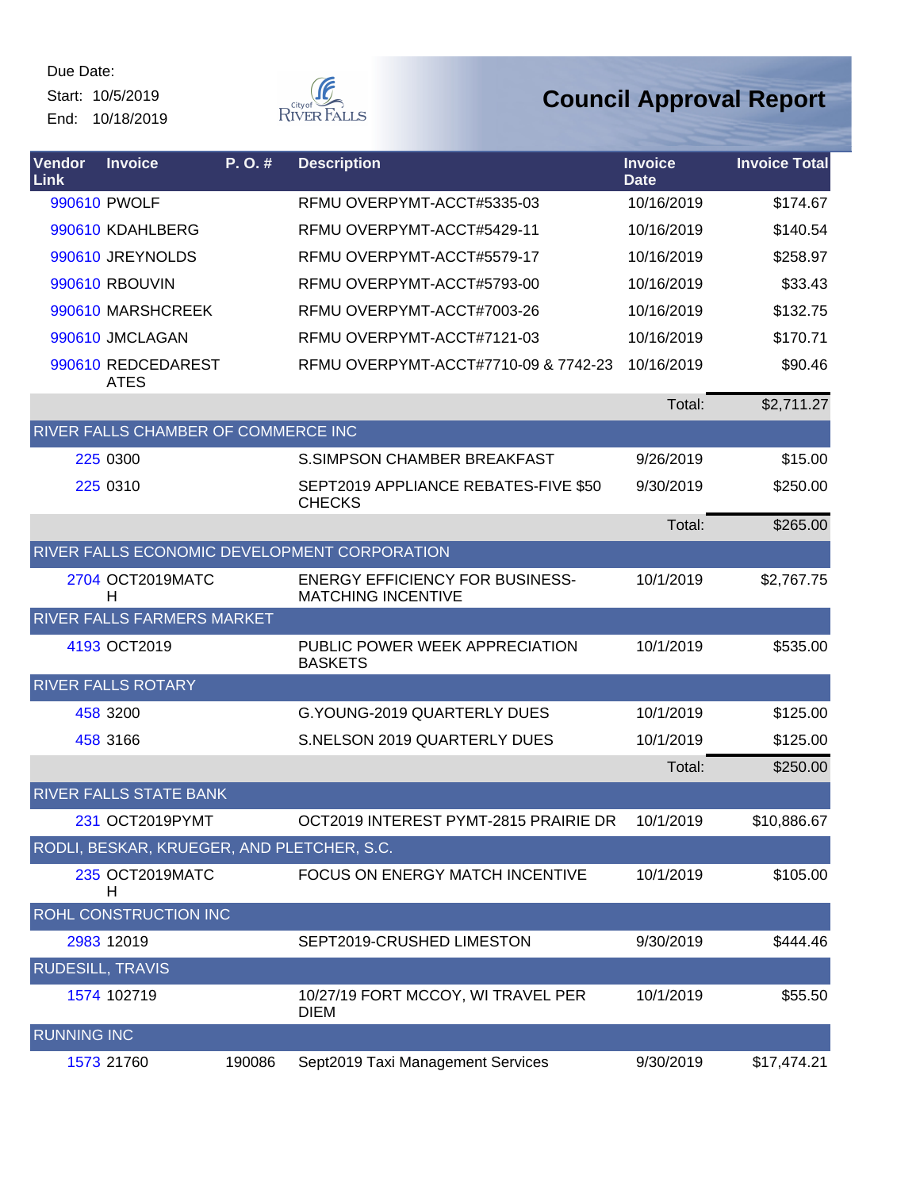Due Date:
Start: 10/5/2019
End: 10/18/2019

# Council Approval Report

| Vendor Link | Invoice | P. O. # | Description | Invoice Date | Invoice Total |
|---|---|---|---|---|---|
| 990610 | PWOLF | | RFMU OVERPYMT-ACCT#5335-03 | 10/16/2019 | $174.67 |
| 990610 | KDAHLBERG | | RFMU OVERPYMT-ACCT#5429-11 | 10/16/2019 | $140.54 |
| 990610 | JREYNOLDS | | RFMU OVERPYMT-ACCT#5579-17 | 10/16/2019 | $258.97 |
| 990610 | RBOUVIN | | RFMU OVERPYMT-ACCT#5793-00 | 10/16/2019 | $33.43 |
| 990610 | MARSHCREEK | | RFMU OVERPYMT-ACCT#7003-26 | 10/16/2019 | $132.75 |
| 990610 | JMCLAGAN | | RFMU OVERPYMT-ACCT#7121-03 | 10/16/2019 | $170.71 |
| 990610 | REDCEDARESTATES | | RFMU OVERPYMT-ACCT#7710-09 & 7742-23 | 10/16/2019 | $90.46 |
| | | | | Total: | $2,711.27 |
| RIVER FALLS CHAMBER OF COMMERCE INC | | | | | |
| 225 | 0300 | | S.SIMPSON CHAMBER BREAKFAST | 9/26/2019 | $15.00 |
| 225 | 0310 | | SEPT2019 APPLIANCE REBATES-FIVE $50 CHECKS | 9/30/2019 | $250.00 |
| | | | | Total: | $265.00 |
| RIVER FALLS ECONOMIC DEVELOPMENT CORPORATION | | | | | |
| 2704 | OCT2019MATCH | | ENERGY EFFICIENCY FOR BUSINESS-MATCHING INCENTIVE | 10/1/2019 | $2,767.75 |
| RIVER FALLS FARMERS MARKET | | | | | |
| 4193 | OCT2019 | | PUBLIC POWER WEEK APPRECIATION BASKETS | 10/1/2019 | $535.00 |
| RIVER FALLS ROTARY | | | | | |
| 458 | 3200 | | G.YOUNG-2019 QUARTERLY DUES | 10/1/2019 | $125.00 |
| 458 | 3166 | | S.NELSON 2019 QUARTERLY DUES | 10/1/2019 | $125.00 |
| | | | | Total: | $250.00 |
| RIVER FALLS STATE BANK | | | | | |
| 231 | OCT2019PYMT | | OCT2019 INTEREST PYMT-2815 PRAIRIE DR | 10/1/2019 | $10,886.67 |
| RODLI, BESKAR, KRUEGER, AND PLETCHER, S.C. | | | | | |
| 235 | OCT2019MATCH | | FOCUS ON ENERGY MATCH INCENTIVE | 10/1/2019 | $105.00 |
| ROHL CONSTRUCTION INC | | | | | |
| 2983 | 12019 | | SEPT2019-CRUSHED LIMESTON | 9/30/2019 | $444.46 |
| RUDESILL, TRAVIS | | | | | |
| 1574 | 102719 | | 10/27/19 FORT MCCOY, WI TRAVEL PER DIEM | 10/1/2019 | $55.50 |
| RUNNING INC | | | | | |
| 1573 | 21760 | 190086 | Sept2019 Taxi Management Services | 9/30/2019 | $17,474.21 |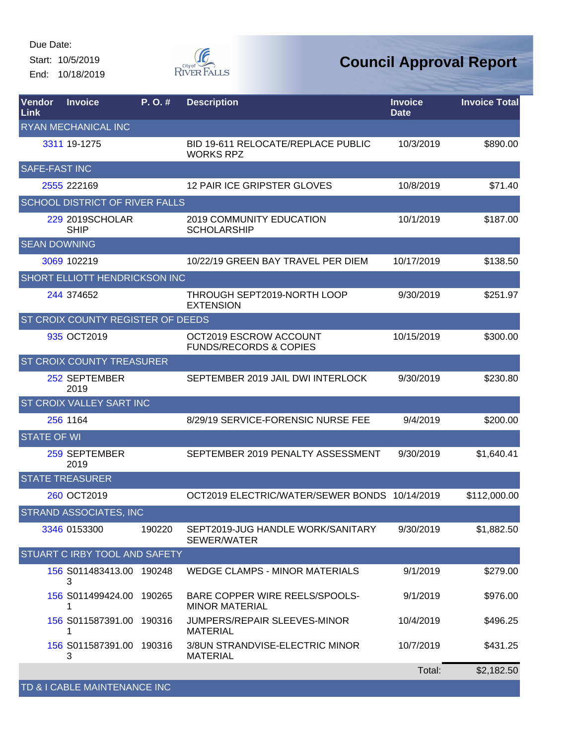Due Date:

Start: 10/5/2019

End: 10/18/2019

# Council Approval Report

| Vendor Link | Invoice | P. O. # | Description | Invoice Date | Invoice Total |
|---|---|---|---|---|---|
| RYAN MECHANICAL INC | | | | | |
| 3311 | 19-1275 | | BID 19-611 RELOCATE/REPLACE PUBLIC WORKS RPZ | 10/3/2019 | $890.00 |
| SAFE-FAST INC | | | | | |
| 2555 | 222169 | | 12 PAIR ICE GRIPSTER GLOVES | 10/8/2019 | $71.40 |
| SCHOOL DISTRICT OF RIVER FALLS | | | | | |
| 229 | 2019SCHOLARSHIP | | 2019 COMMUNITY EDUCATION SCHOLARSHIP | 10/1/2019 | $187.00 |
| SEAN DOWNING | | | | | |
| 3069 | 102219 | | 10/22/19 GREEN BAY TRAVEL PER DIEM | 10/17/2019 | $138.50 |
| SHORT ELLIOTT HENDRICKSON INC | | | | | |
| 244 | 374652 | | THROUGH SEPT2019-NORTH LOOP EXTENSION | 9/30/2019 | $251.97 |
| ST CROIX COUNTY REGISTER OF DEEDS | | | | | |
| 935 | OCT2019 | | OCT2019 ESCROW ACCOUNT FUNDS/RECORDS & COPIES | 10/15/2019 | $300.00 |
| ST CROIX COUNTY TREASURER | | | | | |
| 252 | SEPTEMBER 2019 | | SEPTEMBER 2019 JAIL DWI INTERLOCK | 9/30/2019 | $230.80 |
| ST CROIX VALLEY SART INC | | | | | |
| 256 | 1164 | | 8/29/19 SERVICE-FORENSIC NURSE FEE | 9/4/2019 | $200.00 |
| STATE OF WI | | | | | |
| 259 | SEPTEMBER 2019 | | SEPTEMBER 2019 PENALTY ASSESSMENT | 9/30/2019 | $1,640.41 |
| STATE TREASURER | | | | | |
| 260 | OCT2019 | | OCT2019 ELECTRIC/WATER/SEWER BONDS | 10/14/2019 | $112,000.00 |
| STRAND ASSOCIATES, INC | | | | | |
| 3346 | 0153300 | 190220 | SEPT2019-JUG HANDLE WORK/SANITARY SEWER/WATER | 9/30/2019 | $1,882.50 |
| STUART C IRBY TOOL AND SAFETY | | | | | |
| 156 | S011483413.003 | 190248 | WEDGE CLAMPS - MINOR MATERIALS | 9/1/2019 | $279.00 |
| 156 | S011499424.001 | 190265 | BARE COPPER WIRE REELS/SPOOLS-MINOR MATERIAL | 9/1/2019 | $976.00 |
| 156 | S011587391.001 | 190316 | JUMPERS/REPAIR SLEEVES-MINOR MATERIAL | 10/4/2019 | $496.25 |
| 156 | S011587391.003 | 190316 | 3/8UN STRANDVISE-ELECTRIC MINOR MATERIAL | 10/7/2019 | $431.25 |
| | | | | Total: | $2,182.50 |
| TD & I CABLE MAINTENANCE INC | | | | | |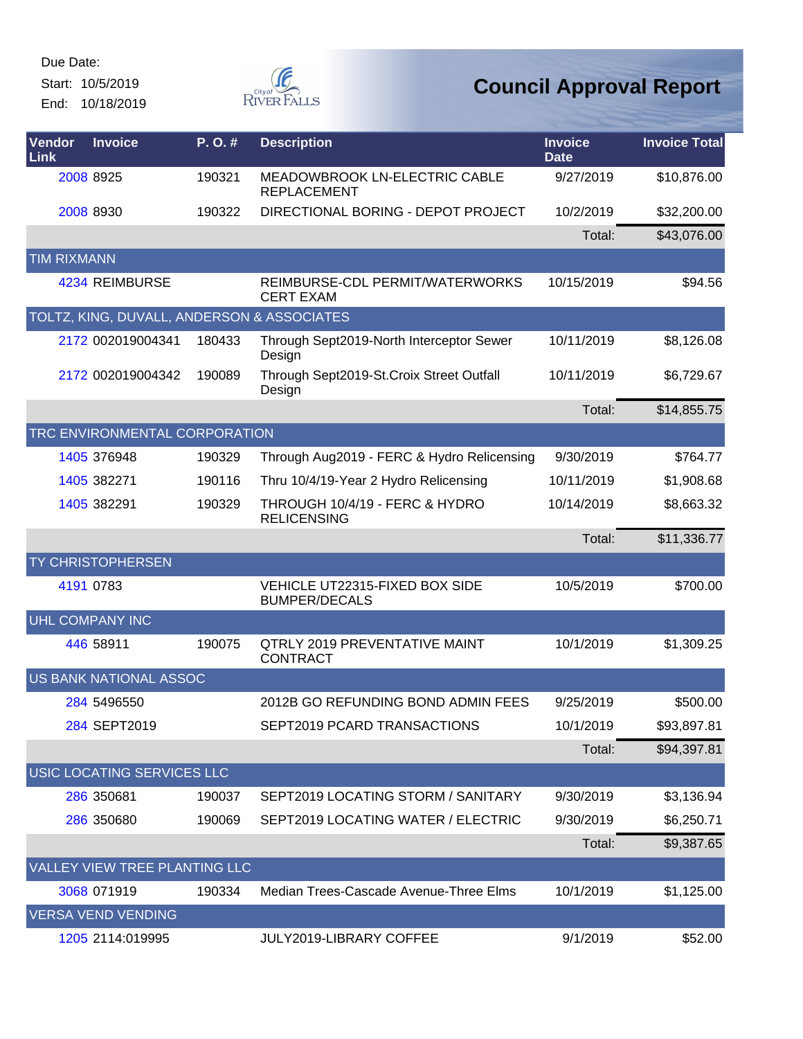Due Date:

Start: 10/5/2019

End: 10/18/2019

City of River Falls

# Council Approval Report

| Vendor Link | Invoice | P. O. # | Description | Invoice Date | Invoice Total |
|---|---|---|---|---|---|
| 2008 | 8925 | 190321 | MEADOWBROOK LN-ELECTRIC CABLE REPLACEMENT | 9/27/2019 | $10,876.00 |
| 2008 | 8930 | 190322 | DIRECTIONAL BORING - DEPOT PROJECT | 10/2/2019 | $32,200.00 |
| | | | | Total: | $43,076.00 |
| TIM RIXMANN | | | | | |
| 4234 | REIMBURSE | | REIMBURSE-CDL PERMIT/WATERWORKS CERT EXAM | 10/15/2019 | $94.56 |
| TOLTZ, KING, DUVALL, ANDERSON & ASSOCIATES | | | | | |
| 2172 | 002019004341 | 180433 | Through Sept2019-North Interceptor Sewer Design | 10/11/2019 | $8,126.08 |
| 2172 | 002019004342 | 190089 | Through Sept2019-St.Croix Street Outfall Design | 10/11/2019 | $6,729.67 |
| | | | | Total: | $14,855.75 |
| TRC ENVIRONMENTAL CORPORATION | | | | | |
| 1405 | 376948 | 190329 | Through Aug2019 - FERC & Hydro Relicensing | 9/30/2019 | $764.77 |
| 1405 | 382271 | 190116 | Thru 10/4/19-Year 2 Hydro Relicensing | 10/11/2019 | $1,908.68 |
| 1405 | 382291 | 190329 | THROUGH 10/4/19 - FERC & HYDRO RELICENSING | 10/14/2019 | $8,663.32 |
| | | | | Total: | $11,336.77 |
| TY CHRISTOPHERSEN | | | | | |
| 4191 | 0783 | | VEHICLE UT22315-FIXED BOX SIDE BUMPER/DECALS | 10/5/2019 | $700.00 |
| UHL COMPANY INC | | | | | |
| 446 | 58911 | 190075 | QTRLY 2019 PREVENTATIVE MAINT CONTRACT | 10/1/2019 | $1,309.25 |
| US BANK NATIONAL ASSOC | | | | | |
| 284 | 5496550 | | 2012B GO REFUNDING BOND ADMIN FEES | 9/25/2019 | $500.00 |
| 284 | SEPT2019 | | SEPT2019 PCARD TRANSACTIONS | 10/1/2019 | $93,897.81 |
| | | | | Total: | $94,397.81 |
| USIC LOCATING SERVICES LLC | | | | | |
| 286 | 350681 | 190037 | SEPT2019 LOCATING STORM / SANITARY | 9/30/2019 | $3,136.94 |
| 286 | 350680 | 190069 | SEPT2019 LOCATING WATER / ELECTRIC | 9/30/2019 | $6,250.71 |
| | | | | Total: | $9,387.65 |
| VALLEY VIEW TREE PLANTING LLC | | | | | |
| 3068 | 071919 | 190334 | Median Trees-Cascade Avenue-Three Elms | 10/1/2019 | $1,125.00 |
| VERSA VEND VENDING | | | | | |
| 1205 | 2114:019995 | | JULY2019-LIBRARY COFFEE | 9/1/2019 | $52.00 |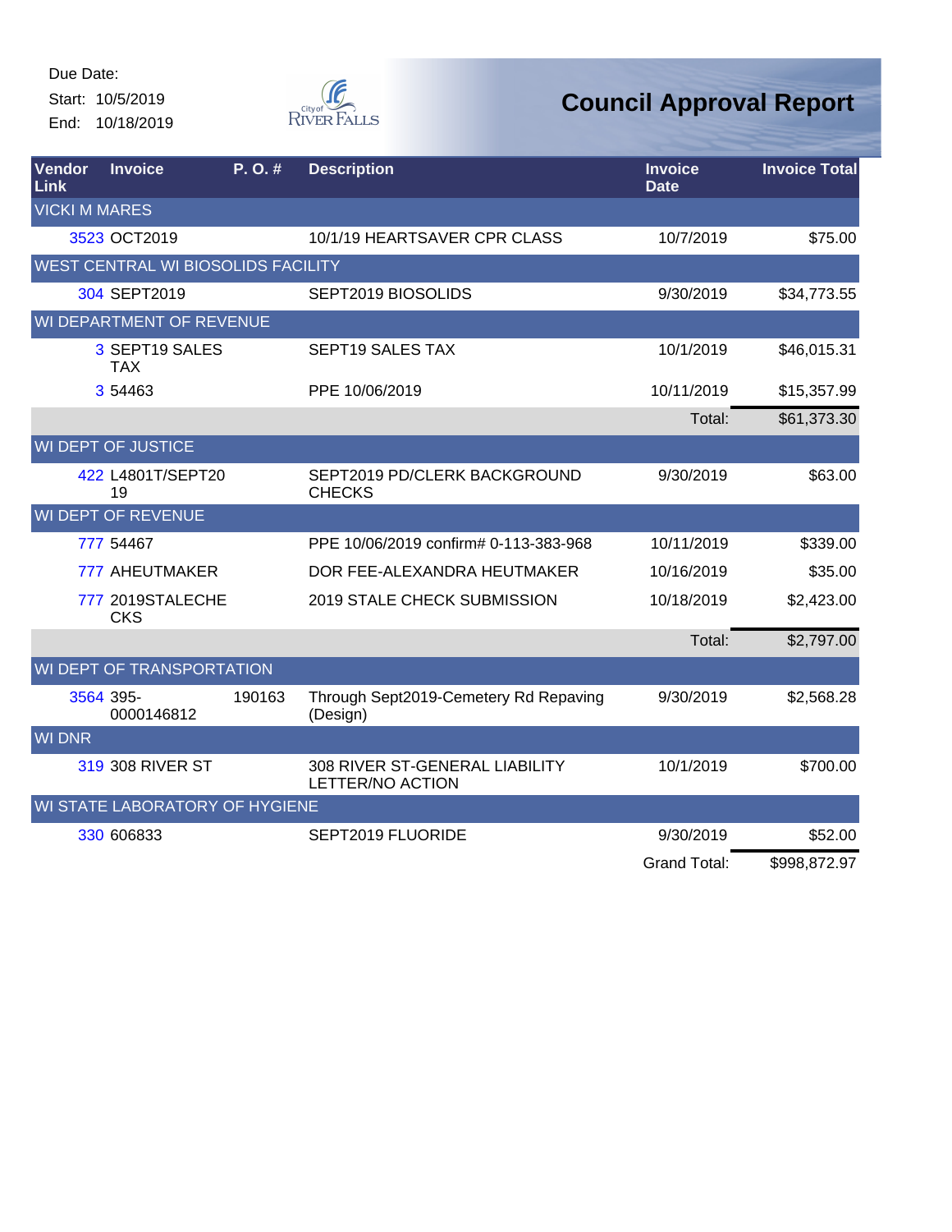Due Date:

Start: 10/5/2019

End: 10/18/2019

# Council Approval Report

| Vendor Link | Invoice | P. O. # | Description | Invoice Date | Invoice Total |
|---|---|---|---|---|---|
| VICKI M MARES | | | | | |
| 3523 | OCT2019 | | 10/1/19 HEARTSAVER CPR CLASS | 10/7/2019 | $75.00 |
| WEST CENTRAL WI BIOSOLIDS FACILITY | | | | | |
| 304 | SEPT2019 | | SEPT2019 BIOSOLIDS | 9/30/2019 | $34,773.55 |
| WI DEPARTMENT OF REVENUE | | | | | |
| 3 | SEPT19 SALES TAX | | SEPT19 SALES TAX | 10/1/2019 | $46,015.31 |
| 3 | 54463 | | PPE 10/06/2019 | 10/11/2019 | $15,357.99 |
| | | | | Total: | $61,373.30 |
| WI DEPT OF JUSTICE | | | | | |
| 422 | L4801T/SEPT2019 | | SEPT2019 PD/CLERK BACKGROUND CHECKS | 9/30/2019 | $63.00 |
| WI DEPT OF REVENUE | | | | | |
| 777 | 54467 | | PPE 10/06/2019 confirm# 0-113-383-968 | 10/11/2019 | $339.00 |
| 777 | AHEUTMAKER | | DOR FEE-ALEXANDRA HEUTMAKER | 10/16/2019 | $35.00 |
| 777 | 2019STALECHECKS | | 2019 STALE CHECK SUBMISSION | 10/18/2019 | $2,423.00 |
| | | | | Total: | $2,797.00 |
| WI DEPT OF TRANSPORTATION | | | | | |
| 3564 | 395-0000146812 | 190163 | Through Sept2019-Cemetery Rd Repaving (Design) | 9/30/2019 | $2,568.28 |
| WI DNR | | | | | |
| 319 | 308 RIVER ST | | 308 RIVER ST-GENERAL LIABILITY LETTER/NO ACTION | 10/1/2019 | $700.00 |
| WI STATE LABORATORY OF HYGIENE | | | | | |
| 330 | 606833 | | SEPT2019 FLUORIDE | 9/30/2019 | $52.00 |
| | | | | Grand Total: | $998,872.97 |